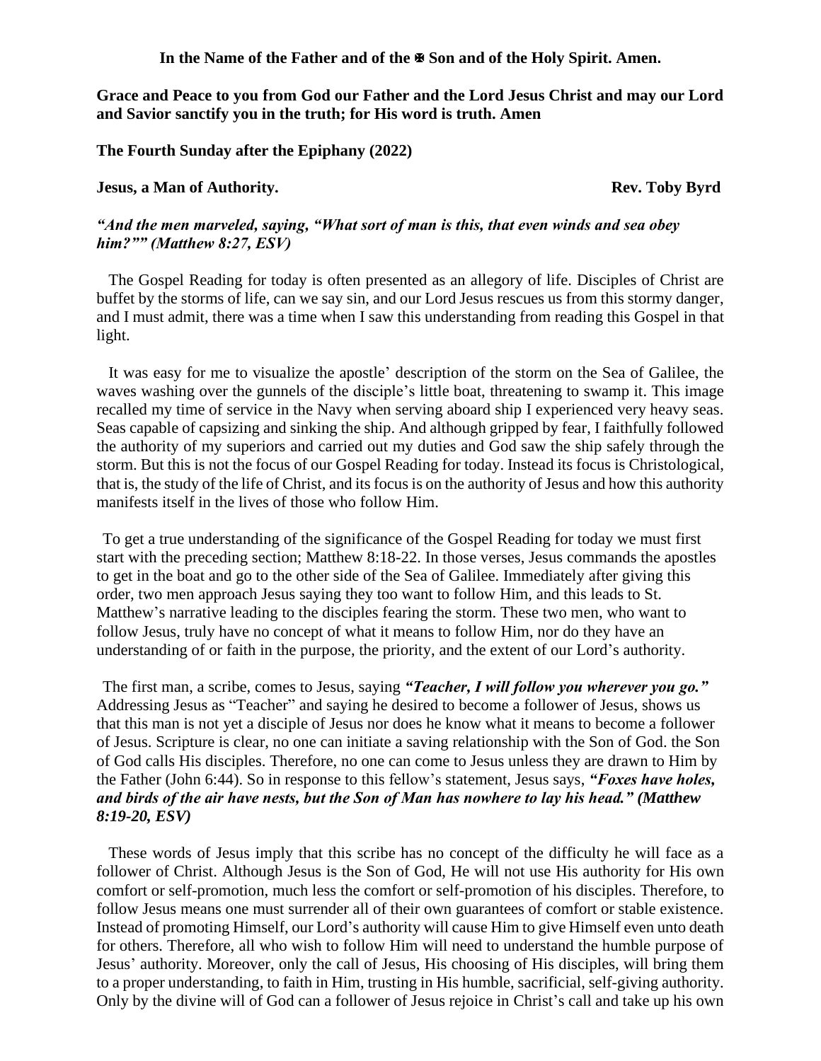**In the Name of the Father and of the ✠ Son and of the Holy Spirit. Amen.**

**Grace and Peace to you from God our Father and the Lord Jesus Christ and may our Lord and Savior sanctify you in the truth; for His word is truth. Amen**

**The Fourth Sunday after the Epiphany (2022)**

**Jesus, a Man of Authority.** **Rev. Toby Byrd**

***"And the men marveled, saying, "What sort of man is this, that even winds and sea obey him?"" (Matthew 8:27, ESV)***

The Gospel Reading for today is often presented as an allegory of life. Disciples of Christ are buffet by the storms of life, can we say sin, and our Lord Jesus rescues us from this stormy danger, and I must admit, there was a time when I saw this understanding from reading this Gospel in that light.

It was easy for me to visualize the apostle' description of the storm on the Sea of Galilee, the waves washing over the gunnels of the disciple's little boat, threatening to swamp it. This image recalled my time of service in the Navy when serving aboard ship I experienced very heavy seas. Seas capable of capsizing and sinking the ship. And although gripped by fear, I faithfully followed the authority of my superiors and carried out my duties and God saw the ship safely through the storm. But this is not the focus of our Gospel Reading for today. Instead its focus is Christological, that is, the study of the life of Christ, and its focus is on the authority of Jesus and how this authority manifests itself in the lives of those who follow Him.

To get a true understanding of the significance of the Gospel Reading for today we must first start with the preceding section; Matthew 8:18-22. In those verses, Jesus commands the apostles to get in the boat and go to the other side of the Sea of Galilee. Immediately after giving this order, two men approach Jesus saying they too want to follow Him, and this leads to St. Matthew's narrative leading to the disciples fearing the storm. These two men, who want to follow Jesus, truly have no concept of what it means to follow Him, nor do they have an understanding of or faith in the purpose, the priority, and the extent of our Lord's authority.

The first man, a scribe, comes to Jesus, saying ***"Teacher, I will follow you wherever you go."*** Addressing Jesus as "Teacher" and saying he desired to become a follower of Jesus, shows us that this man is not yet a disciple of Jesus nor does he know what it means to become a follower of Jesus. Scripture is clear, no one can initiate a saving relationship with the Son of God. the Son of God calls His disciples. Therefore, no one can come to Jesus unless they are drawn to Him by the Father (John 6:44). So in response to this fellow's statement, Jesus says, ***"Foxes have holes, and birds of the air have nests, but the Son of Man has nowhere to lay his head." (Matthew 8:19-20, ESV)***

These words of Jesus imply that this scribe has no concept of the difficulty he will face as a follower of Christ. Although Jesus is the Son of God, He will not use His authority for His own comfort or self-promotion, much less the comfort or self-promotion of his disciples. Therefore, to follow Jesus means one must surrender all of their own guarantees of comfort or stable existence. Instead of promoting Himself, our Lord's authority will cause Him to give Himself even unto death for others. Therefore, all who wish to follow Him will need to understand the humble purpose of Jesus' authority. Moreover, only the call of Jesus, His choosing of His disciples, will bring them to a proper understanding, to faith in Him, trusting in His humble, sacrificial, self-giving authority. Only by the divine will of God can a follower of Jesus rejoice in Christ's call and take up his own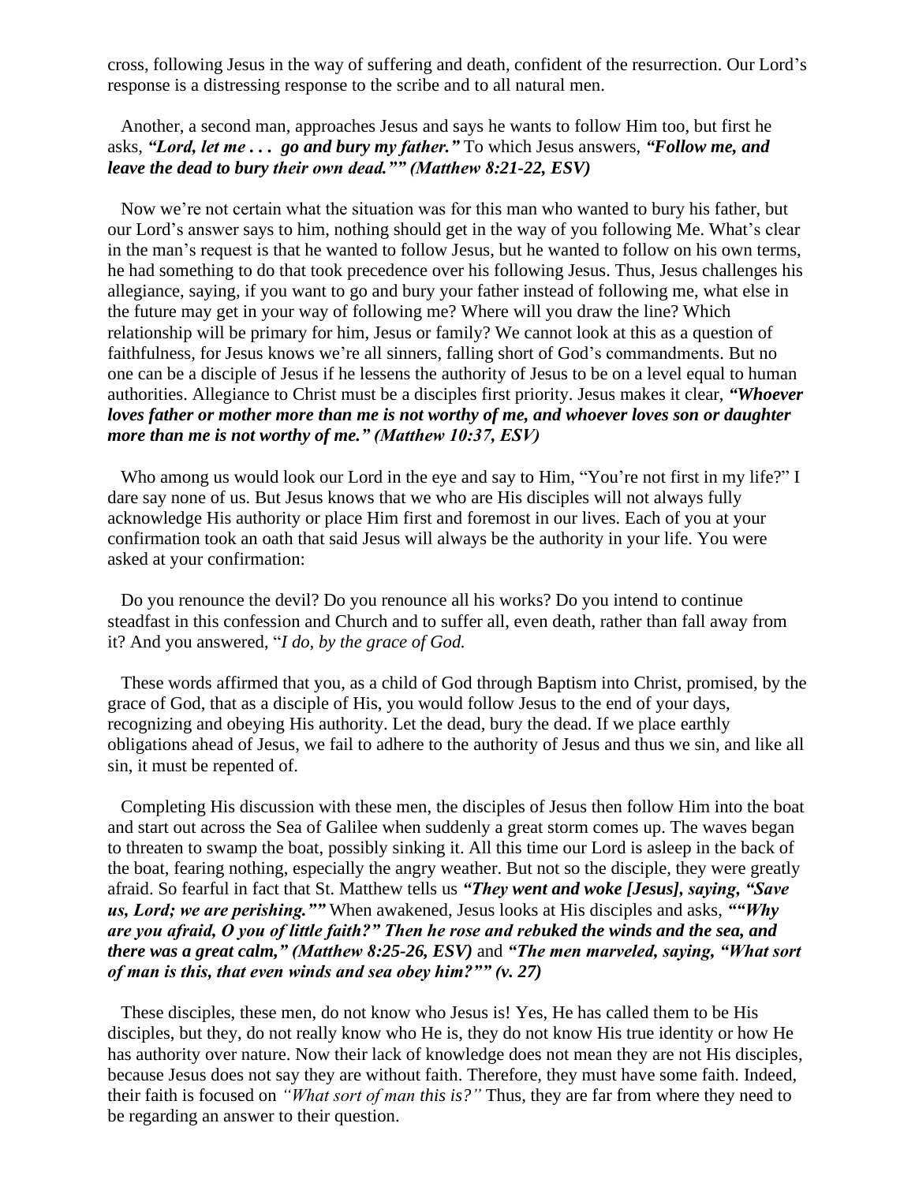cross, following Jesus in the way of suffering and death, confident of the resurrection. Our Lord's response is a distressing response to the scribe and to all natural men.

Another, a second man, approaches Jesus and says he wants to follow Him too, but first he asks, ***"Lord, let me . . . go and bury my father."*** To which Jesus answers, ***"Follow me, and leave the dead to bury their own dead."" (Matthew 8:21-22, ESV)***

Now we're not certain what the situation was for this man who wanted to bury his father, but our Lord's answer says to him, nothing should get in the way of you following Me. What's clear in the man's request is that he wanted to follow Jesus, but he wanted to follow on his own terms, he had something to do that took precedence over his following Jesus. Thus, Jesus challenges his allegiance, saying, if you want to go and bury your father instead of following me, what else in the future may get in your way of following me? Where will you draw the line? Which relationship will be primary for him, Jesus or family? We cannot look at this as a question of faithfulness, for Jesus knows we're all sinners, falling short of God's commandments. But no one can be a disciple of Jesus if he lessens the authority of Jesus to be on a level equal to human authorities. Allegiance to Christ must be a disciples first priority. Jesus makes it clear, ***"Whoever loves father or mother more than me is not worthy of me, and whoever loves son or daughter more than me is not worthy of me." (Matthew 10:37, ESV)***

Who among us would look our Lord in the eye and say to Him, "You're not first in my life?" I dare say none of us. But Jesus knows that we who are His disciples will not always fully acknowledge His authority or place Him first and foremost in our lives. Each of you at your confirmation took an oath that said Jesus will always be the authority in your life. You were asked at your confirmation:

Do you renounce the devil? Do you renounce all his works? Do you intend to continue steadfast in this confession and Church and to suffer all, even death, rather than fall away from it? And you answered, "*I do, by the grace of God.*

These words affirmed that you, as a child of God through Baptism into Christ, promised, by the grace of God, that as a disciple of His, you would follow Jesus to the end of your days, recognizing and obeying His authority. Let the dead, bury the dead. If we place earthly obligations ahead of Jesus, we fail to adhere to the authority of Jesus and thus we sin, and like all sin, it must be repented of.

Completing His discussion with these men, the disciples of Jesus then follow Him into the boat and start out across the Sea of Galilee when suddenly a great storm comes up. The waves began to threaten to swamp the boat, possibly sinking it. All this time our Lord is asleep in the back of the boat, fearing nothing, especially the angry weather. But not so the disciple, they were greatly afraid. So fearful in fact that St. Matthew tells us ***"They went and woke [Jesus], saying, "Save us, Lord; we are perishing.""*** When awakened, Jesus looks at His disciples and asks, ***""Why are you afraid, O you of little faith?" Then he rose and rebuked the winds and the sea, and there was a great calm," (Matthew 8:25-26, ESV)*** and ***"The men marveled, saying, "What sort of man is this, that even winds and sea obey him?"" (v. 27)***

These disciples, these men, do not know who Jesus is! Yes, He has called them to be His disciples, but they, do not really know who He is, they do not know His true identity or how He has authority over nature. Now their lack of knowledge does not mean they are not His disciples, because Jesus does not say they are without faith. Therefore, they must have some faith. Indeed, their faith is focused on *"What sort of man this is?"* Thus, they are far from where they need to be regarding an answer to their question.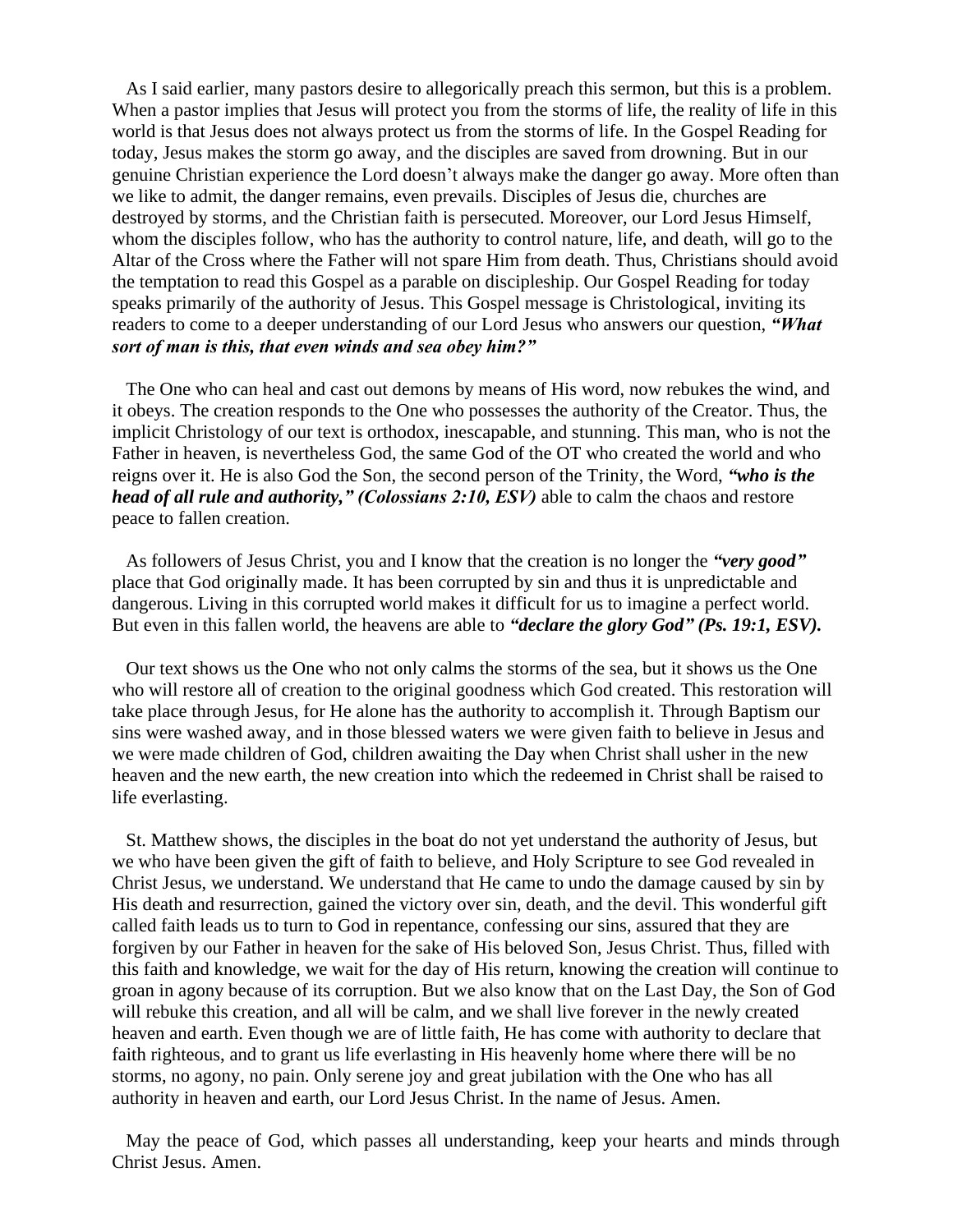As I said earlier, many pastors desire to allegorically preach this sermon, but this is a problem. When a pastor implies that Jesus will protect you from the storms of life, the reality of life in this world is that Jesus does not always protect us from the storms of life. In the Gospel Reading for today, Jesus makes the storm go away, and the disciples are saved from drowning. But in our genuine Christian experience the Lord doesn't always make the danger go away. More often than we like to admit, the danger remains, even prevails. Disciples of Jesus die, churches are destroyed by storms, and the Christian faith is persecuted. Moreover, our Lord Jesus Himself, whom the disciples follow, who has the authority to control nature, life, and death, will go to the Altar of the Cross where the Father will not spare Him from death. Thus, Christians should avoid the temptation to read this Gospel as a parable on discipleship. Our Gospel Reading for today speaks primarily of the authority of Jesus. This Gospel message is Christological, inviting its readers to come to a deeper understanding of our Lord Jesus who answers our question, ***"What sort of man is this, that even winds and sea obey him?"***

The One who can heal and cast out demons by means of His word, now rebukes the wind, and it obeys. The creation responds to the One who possesses the authority of the Creator. Thus, the implicit Christology of our text is orthodox, inescapable, and stunning. This man, who is not the Father in heaven, is nevertheless God, the same God of the OT who created the world and who reigns over it. He is also God the Son, the second person of the Trinity, the Word, ***"who is the head of all rule and authority," (Colossians 2:10, ESV)*** able to calm the chaos and restore peace to fallen creation.

As followers of Jesus Christ, you and I know that the creation is no longer the ***"very good"*** place that God originally made. It has been corrupted by sin and thus it is unpredictable and dangerous. Living in this corrupted world makes it difficult for us to imagine a perfect world. But even in this fallen world, the heavens are able to ***"declare the glory God" (Ps. 19:1, ESV).***

Our text shows us the One who not only calms the storms of the sea, but it shows us the One who will restore all of creation to the original goodness which God created. This restoration will take place through Jesus, for He alone has the authority to accomplish it. Through Baptism our sins were washed away, and in those blessed waters we were given faith to believe in Jesus and we were made children of God, children awaiting the Day when Christ shall usher in the new heaven and the new earth, the new creation into which the redeemed in Christ shall be raised to life everlasting.

St. Matthew shows, the disciples in the boat do not yet understand the authority of Jesus, but we who have been given the gift of faith to believe, and Holy Scripture to see God revealed in Christ Jesus, we understand. We understand that He came to undo the damage caused by sin by His death and resurrection, gained the victory over sin, death, and the devil. This wonderful gift called faith leads us to turn to God in repentance, confessing our sins, assured that they are forgiven by our Father in heaven for the sake of His beloved Son, Jesus Christ. Thus, filled with this faith and knowledge, we wait for the day of His return, knowing the creation will continue to groan in agony because of its corruption. But we also know that on the Last Day, the Son of God will rebuke this creation, and all will be calm, and we shall live forever in the newly created heaven and earth. Even though we are of little faith, He has come with authority to declare that faith righteous, and to grant us life everlasting in His heavenly home where there will be no storms, no agony, no pain. Only serene joy and great jubilation with the One who has all authority in heaven and earth, our Lord Jesus Christ. In the name of Jesus. Amen.

May the peace of God, which passes all understanding, keep your hearts and minds through Christ Jesus. Amen.